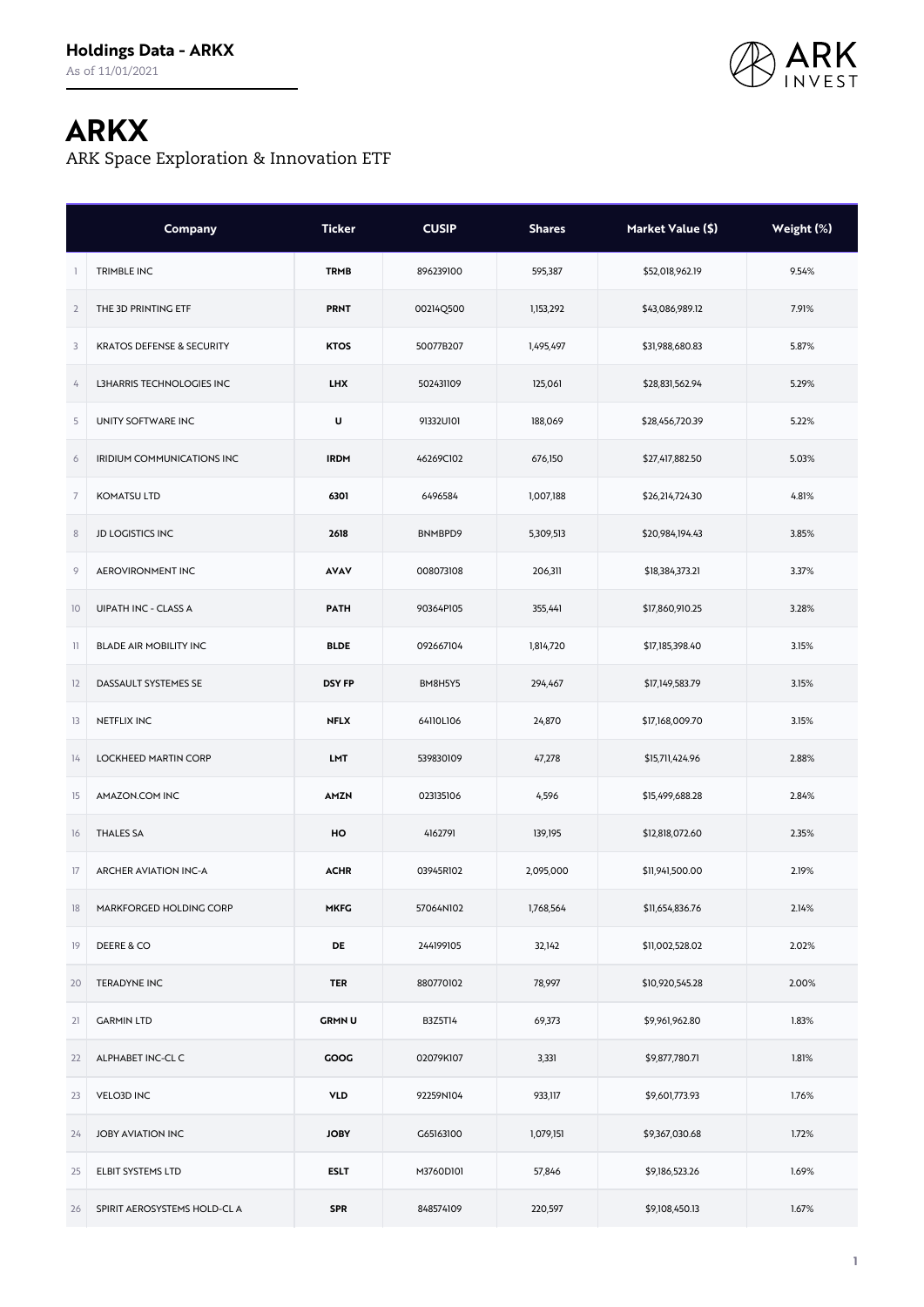**Holdings Data - ARKX**

As of 11/01/2021

# ARKX

ARK Space Exploration & Innovation ETF

| | Company | Ticker | CUSIP | Shares | Market Value ($) | Weight (%) |
|---|---|---|---|---|---|---|
| 1 | TRIMBLE INC | TRMB | 896239100 | 595,387 | $52,018,962.19 | 9.54% |
| 2 | THE 3D PRINTING ETF | PRNT | 00214Q500 | 1,153,292 | $43,086,989.12 | 7.91% |
| 3 | KRATOS DEFENSE & SECURITY | KTOS | 50077B207 | 1,495,497 | $31,988,680.83 | 5.87% |
| 4 | L3HARRIS TECHNOLOGIES INC | LHX | 502431109 | 125,061 | $28,831,562.94 | 5.29% |
| 5 | UNITY SOFTWARE INC | U | 91332U101 | 188,069 | $28,456,720.39 | 5.22% |
| 6 | IRIDIUM COMMUNICATIONS INC | IRDM | 46269C102 | 676,150 | $27,417,882.50 | 5.03% |
| 7 | KOMATSU LTD | 6301 | 6496584 | 1,007,188 | $26,214,724.30 | 4.81% |
| 8 | JD LOGISTICS INC | 2618 | BNMBPD9 | 5,309,513 | $20,984,194.43 | 3.85% |
| 9 | AEROVIRONMENT INC | AVAV | 008073108 | 206,311 | $18,384,373.21 | 3.37% |
| 10 | UIPATH INC - CLASS A | PATH | 90364P105 | 355,441 | $17,860,910.25 | 3.28% |
| 11 | BLADE AIR MOBILITY INC | BLDE | 092667104 | 1,814,720 | $17,185,398.40 | 3.15% |
| 12 | DASSAULT SYSTEMES SE | DSY FP | BM8H5Y5 | 294,467 | $17,149,583.79 | 3.15% |
| 13 | NETFLIX INC | NFLX | 64110L106 | 24,870 | $17,168,009.70 | 3.15% |
| 14 | LOCKHEED MARTIN CORP | LMT | 539830109 | 47,278 | $15,711,424.96 | 2.88% |
| 15 | AMAZON.COM INC | AMZN | 023135106 | 4,596 | $15,499,688.28 | 2.84% |
| 16 | THALES SA | HO | 4162791 | 139,195 | $12,818,072.60 | 2.35% |
| 17 | ARCHER AVIATION INC-A | ACHR | 03945R102 | 2,095,000 | $11,941,500.00 | 2.19% |
| 18 | MARKFORGED HOLDING CORP | MKFG | 57064N102 | 1,768,564 | $11,654,836.76 | 2.14% |
| 19 | DEERE & CO | DE | 244199105 | 32,142 | $11,002,528.02 | 2.02% |
| 20 | TERADYNE INC | TER | 880770102 | 78,997 | $10,920,545.28 | 2.00% |
| 21 | GARMIN LTD | GRMN U | B3Z5T14 | 69,373 | $9,961,962.80 | 1.83% |
| 22 | ALPHABET INC-CL C | GOOG | 02079K107 | 3,331 | $9,877,780.71 | 1.81% |
| 23 | VELO3D INC | VLD | 92259N104 | 933,117 | $9,601,773.93 | 1.76% |
| 24 | JOBY AVIATION INC | JOBY | G65163100 | 1,079,151 | $9,367,030.68 | 1.72% |
| 25 | ELBIT SYSTEMS LTD | ESLT | M3760D101 | 57,846 | $9,186,523.26 | 1.69% |
| 26 | SPIRIT AEROSYSTEMS HOLD-CL A | SPR | 848574109 | 220,597 | $9,108,450.13 | 1.67% |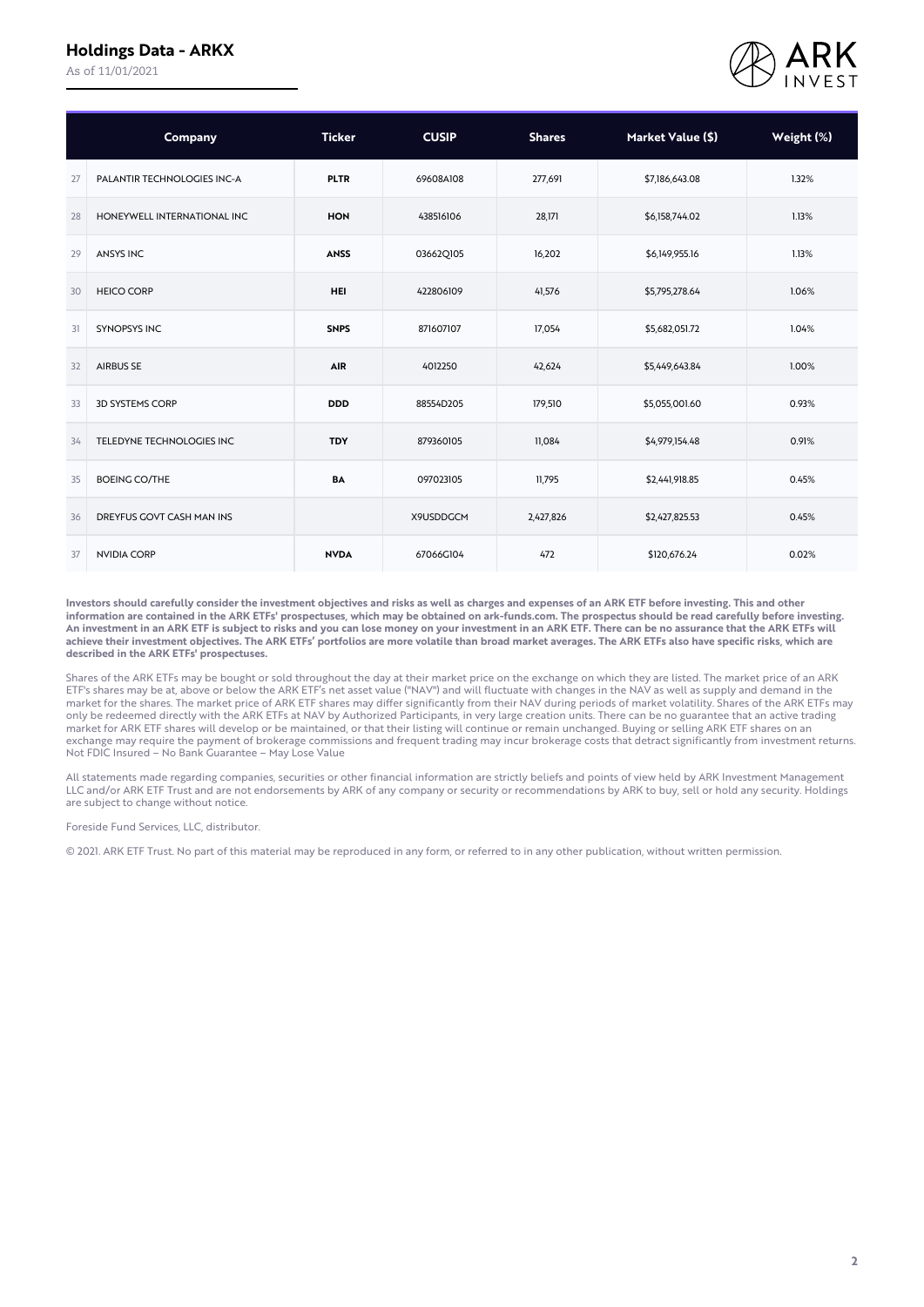## Holdings Data - ARKX

As of 11/01/2021

| | Company | Ticker | CUSIP | Shares | Market Value ($) | Weight (%) |
|---|---|---|---|---|---|---|
| 27 | PALANTIR TECHNOLOGIES INC-A | PLTR | 69608A108 | 277,691 | $7,186,643.08 | 1.32% |
| 28 | HONEYWELL INTERNATIONAL INC | HON | 438516106 | 28,171 | $6,158,744.02 | 1.13% |
| 29 | ANSYS INC | ANSS | 03662Q105 | 16,202 | $6,149,955.16 | 1.13% |
| 30 | HEICO CORP | HEI | 422806109 | 41,576 | $5,795,278.64 | 1.06% |
| 31 | SYNOPSYS INC | SNPS | 871607107 | 17,054 | $5,682,051.72 | 1.04% |
| 32 | AIRBUS SE | AIR | 4012250 | 42,624 | $5,449,643.84 | 1.00% |
| 33 | 3D SYSTEMS CORP | DDD | 88554D205 | 179,510 | $5,055,001.60 | 0.93% |
| 34 | TELEDYNE TECHNOLOGIES INC | TDY | 879360105 | 11,084 | $4,979,154.48 | 0.91% |
| 35 | BOEING CO/THE | BA | 097023105 | 11,795 | $2,441,918.85 | 0.45% |
| 36 | DREYFUS GOVT CASH MAN INS | | X9USDDGCM | 2,427,826 | $2,427,825.53 | 0.45% |
| 37 | NVIDIA CORP | NVDA | 67066G104 | 472 | $120,676.24 | 0.02% |

**Investors should carefully consider the investment objectives and risks as well as charges and expenses of an ARK ETF before investing. This and other information are contained in the ARK ETFs' prospectuses, which may be obtained on ark-funds.com. The prospectus should be read carefully before investing. An investment in an ARK ETF is subject to risks and you can lose money on your investment in an ARK ETF. There can be no assurance that the ARK ETFs will achieve their investment objectives. The ARK ETFs' portfolios are more volatile than broad market averages. The ARK ETFs also have specific risks, which are described in the ARK ETFs' prospectuses.**

Shares of the ARK ETFs may be bought or sold throughout the day at their market price on the exchange on which they are listed. The market price of an ARK ETF's shares may be at, above or below the ARK ETF's net asset value ("NAV") and will fluctuate with changes in the NAV as well as supply and demand in the market for the shares. The market price of ARK ETF shares may differ significantly from their NAV during periods of market volatility. Shares of the ARK ETFs may only be redeemed directly with the ARK ETFs at NAV by Authorized Participants, in very large creation units. There can be no guarantee that an active trading market for ARK ETF shares will develop or be maintained, or that their listing will continue or remain unchanged. Buying or selling ARK ETF shares on an exchange may require the payment of brokerage commissions and frequent trading may incur brokerage costs that detract significantly from investment returns. Not FDIC Insured – No Bank Guarantee – May Lose Value

All statements made regarding companies, securities or other financial information are strictly beliefs and points of view held by ARK Investment Management LLC and/or ARK ETF Trust and are not endorsements by ARK of any company or security or recommendations by ARK to buy, sell or hold any security. Holdings are subject to change without notice.

Foreside Fund Services, LLC, distributor.

© 2021. ARK ETF Trust. No part of this material may be reproduced in any form, or referred to in any other publication, without written permission.